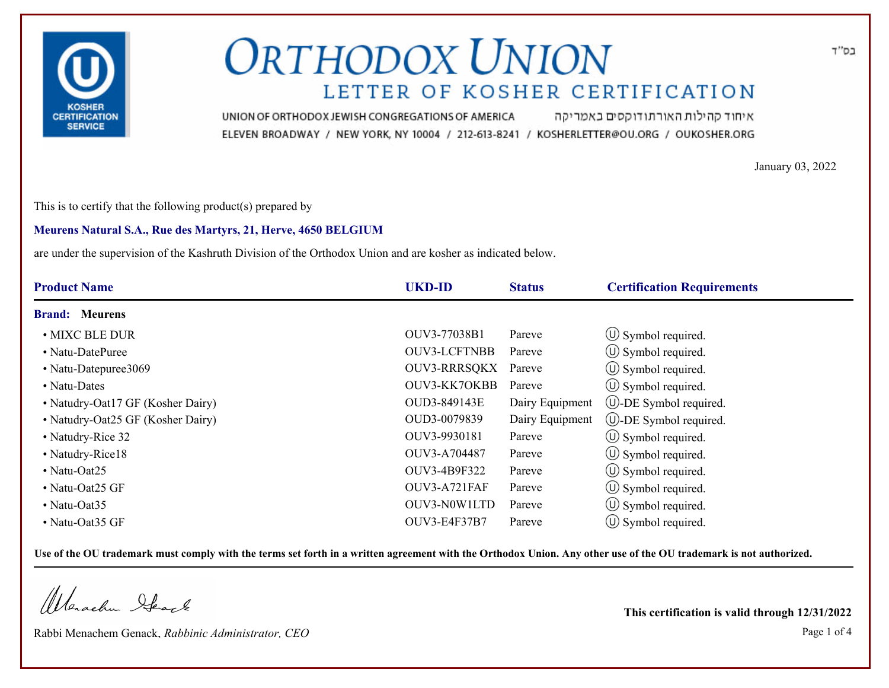# ORTHODOX UNION

## LETTER OF KOSHER CERTIFICATION

UNION OF ORTHODOX JEWISH CONGREGATIONS OF AMERICA איחוד קהילות האורתודוקסים באמריקה

ELEVEN BROADWAY / NEW YORK, NY 10004 / 212-613-8241 / KOSHERLETTER@OU.ORG / OUKOSHER.ORG

בס"ד

KOSHER CERTIFICATION SERVICE

January 03, 2022

This is to certify that the following product(s) prepared by

**Meurens Natural S.A., Rue des Martyrs, 21, Herve, 4650 BELGIUM**

are under the supervision of the Kashruth Division of the Orthodox Union and are kosher as indicated below.

| Product Name | UKD-ID | Status | Certification Requirements |
|---|---|---|---|
| **Brand: Meurens** | | | |
| • MIXC BLE DUR | OUV3-77038B1 | Pareve | Ⓤ Symbol required. |
| • Natu-DatePuree | OUV3-LCFTNBB | Pareve | Ⓤ Symbol required. |
| • Natu-Datepuree3069 | OUV3-RRRSQKX | Pareve | Ⓤ Symbol required. |
| • Natu-Dates | OUV3-KK7OKBB | Pareve | Ⓤ Symbol required. |
| • Natudry-Oat17 GF (Kosher Dairy) | OUD3-849143E | Dairy Equipment | Ⓤ-DE Symbol required. |
| • Natudry-Oat25 GF (Kosher Dairy) | OUD3-0079839 | Dairy Equipment | Ⓤ-DE Symbol required. |
| • Natudry-Rice 32 | OUV3-9930181 | Pareve | Ⓤ Symbol required. |
| • Natudry-Rice18 | OUV3-A704487 | Pareve | Ⓤ Symbol required. |
| • Natu-Oat25 | OUV3-4B9F322 | Pareve | Ⓤ Symbol required. |
| • Natu-Oat25 GF | OUV3-A721FAF | Pareve | Ⓤ Symbol required. |
| • Natu-Oat35 | OUV3-N0W1LTD | Pareve | Ⓤ Symbol required. |
| • Natu-Oat35 GF | OUV3-E4F37B7 | Pareve | Ⓤ Symbol required. |

**Use of the OU trademark must comply with the terms set forth in a written agreement with the Orthodox Union. Any other use of the OU trademark is not authorized.**

Rabbi Menachem Genack, *Rabbinic Administrator, CEO*

**This certification is valid through 12/31/2022**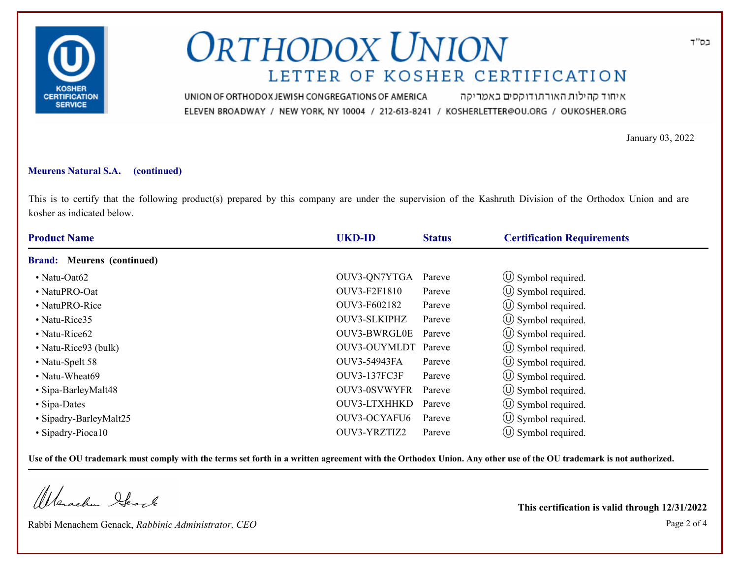# ORTHODOX UNION

## LETTER OF KOSHER CERTIFICATION

UNION OF ORTHODOX JEWISH CONGREGATIONS OF AMERICA איחוד קהילות האורתודוקסים באמריקה

ELEVEN BROADWAY / NEW YORK, NY 10004 / 212-613-8241 / KOSHERLETTER@OU.ORG / OUKOSHER.ORG

בס"ד

January 03, 2022

**Meurens Natural S.A. (continued)**

This is to certify that the following product(s) prepared by this company are under the supervision of the Kashruth Division of the Orthodox Union and are kosher as indicated below.

| Product Name | UKD-ID | Status | Certification Requirements |
|---|---|---|---|
| **Brand: Meurens (continued)** | | | |
| • Natu-Oat62 | OUV3-QN7YTGA | Pareve | Ⓤ Symbol required. |
| • NatuPRO-Oat | OUV3-F2F1810 | Pareve | Ⓤ Symbol required. |
| • NatuPRO-Rice | OUV3-F602182 | Pareve | Ⓤ Symbol required. |
| • Natu-Rice35 | OUV3-SLKIPHZ | Pareve | Ⓤ Symbol required. |
| • Natu-Rice62 | OUV3-BWRGL0E | Pareve | Ⓤ Symbol required. |
| • Natu-Rice93 (bulk) | OUV3-OUYMLDT | Pareve | Ⓤ Symbol required. |
| • Natu-Spelt 58 | OUV3-54943FA | Pareve | Ⓤ Symbol required. |
| • Natu-Wheat69 | OUV3-137FC3F | Pareve | Ⓤ Symbol required. |
| • Sipa-BarleyMalt48 | OUV3-0SVWYFR | Pareve | Ⓤ Symbol required. |
| • Sipa-Dates | OUV3-LTXHHKD | Pareve | Ⓤ Symbol required. |
| • Sipadry-BarleyMalt25 | OUV3-OCYAFU6 | Pareve | Ⓤ Symbol required. |
| • Sipadry-Pioca10 | OUV3-YRZTIZ2 | Pareve | Ⓤ Symbol required. |

**Use of the OU trademark must comply with the terms set forth in a written agreement with the Orthodox Union. Any other use of the OU trademark is not authorized.**

Rabbi Menachem Genack, *Rabbinic Administrator, CEO*

**This certification is valid through 12/31/2022**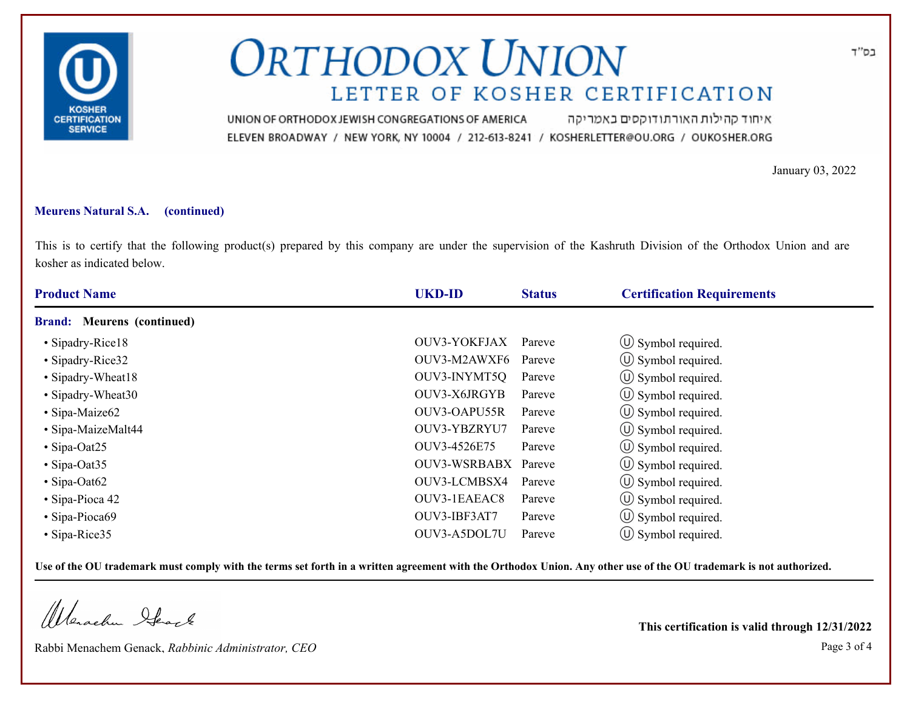# ORTHODOX UNION

## LETTER OF KOSHER CERTIFICATION

UNION OF ORTHODOX JEWISH CONGREGATIONS OF AMERICA איחוד קהילות האורתודוקסים באמריקה

ELEVEN BROADWAY / NEW YORK, NY 10004 / 212-613-8241 / KOSHERLETTER@OU.ORG / OUKOSHER.ORG

בס"ד

January 03, 2022

**Meurens Natural S.A. (continued)**

This is to certify that the following product(s) prepared by this company are under the supervision of the Kashruth Division of the Orthodox Union and are kosher as indicated below.

| Product Name | UKD-ID | Status | Certification Requirements |
|---|---|---|---|
| **Brand: Meurens (continued)** | | | |
| • Sipadry-Rice18 | OUV3-YOKFJAX | Pareve | Ⓤ Symbol required. |
| • Sipadry-Rice32 | OUV3-M2AWXF6 | Pareve | Ⓤ Symbol required. |
| • Sipadry-Wheat18 | OUV3-INYMT5Q | Pareve | Ⓤ Symbol required. |
| • Sipadry-Wheat30 | OUV3-X6JRGYB | Pareve | Ⓤ Symbol required. |
| • Sipa-Maize62 | OUV3-OAPU55R | Pareve | Ⓤ Symbol required. |
| • Sipa-MaizeMalt44 | OUV3-YBZRYU7 | Pareve | Ⓤ Symbol required. |
| • Sipa-Oat25 | OUV3-4526E75 | Pareve | Ⓤ Symbol required. |
| • Sipa-Oat35 | OUV3-WSRBABX | Pareve | Ⓤ Symbol required. |
| • Sipa-Oat62 | OUV3-LCMBSX4 | Pareve | Ⓤ Symbol required. |
| • Sipa-Pioca 42 | OUV3-1EAEAC8 | Pareve | Ⓤ Symbol required. |
| • Sipa-Pioca69 | OUV3-IBF3AT7 | Pareve | Ⓤ Symbol required. |
| • Sipa-Rice35 | OUV3-A5DOL7U | Pareve | Ⓤ Symbol required. |

**Use of the OU trademark must comply with the terms set forth in a written agreement with the Orthodox Union. Any other use of the OU trademark is not authorized.**

Rabbi Menachem Genack, *Rabbinic Administrator, CEO*

**This certification is valid through 12/31/2022**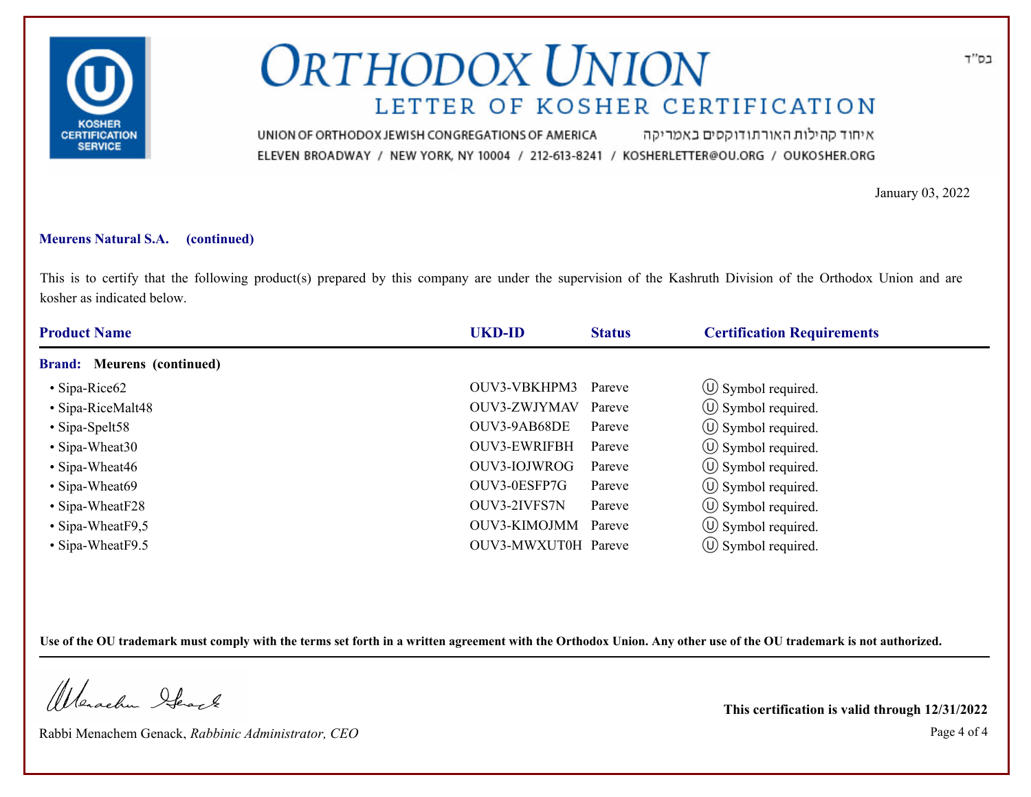# ORTHODOX UNION

## LETTER OF KOSHER CERTIFICATION

UNION OF ORTHODOX JEWISH CONGREGATIONS OF AMERICA איחוד קהילות האורתודוקסים באמריקה

ELEVEN BROADWAY / NEW YORK, NY 10004 / 212-613-8241 / KOSHERLETTER@OU.ORG / OUKOSHER.ORG

בס"ד

January 03, 2022

**Meurens Natural S.A. (continued)**

This is to certify that the following product(s) prepared by this company are under the supervision of the Kashruth Division of the Orthodox Union and are kosher as indicated below.

| Product Name | UKD-ID | Status | Certification Requirements |
|---|---|---|---|
| **Brand: Meurens (continued)** | | | |
| • Sipa-Rice62 | OUV3-VBKHPM3 | Pareve | Ⓤ Symbol required. |
| • Sipa-RiceMalt48 | OUV3-ZWJYMAV | Pareve | Ⓤ Symbol required. |
| • Sipa-Spelt58 | OUV3-9AB68DE | Pareve | Ⓤ Symbol required. |
| • Sipa-Wheat30 | OUV3-EWRIFBH | Pareve | Ⓤ Symbol required. |
| • Sipa-Wheat46 | OUV3-IOJWROG | Pareve | Ⓤ Symbol required. |
| • Sipa-Wheat69 | OUV3-0ESFP7G | Pareve | Ⓤ Symbol required. |
| • Sipa-WheatF28 | OUV3-2IVFS7N | Pareve | Ⓤ Symbol required. |
| • Sipa-WheatF9,5 | OUV3-KIMOJMM | Pareve | Ⓤ Symbol required. |
| • Sipa-WheatF9.5 | OUV3-MWXUT0H | Pareve | Ⓤ Symbol required. |

**Use of the OU trademark must comply with the terms set forth in a written agreement with the Orthodox Union. Any other use of the OU trademark is not authorized.**

Rabbi Menachem Genack, *Rabbinic Administrator, CEO*

**This certification is valid through 12/31/2022**